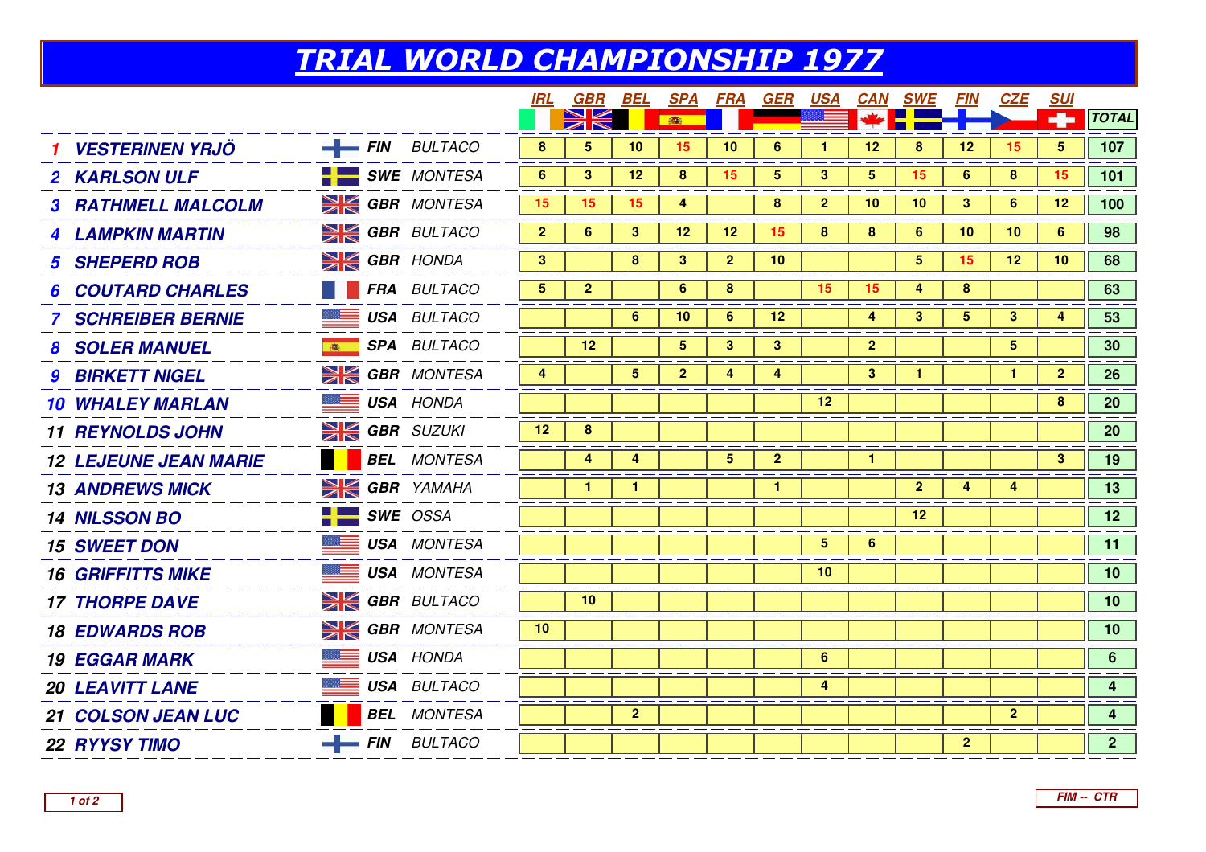# TRIAL WORLD CHAMPIONSHIP 1977

| Pos | Rider | Nat | Make | IRL | GBR | BEL | SPA | FRA | GER | USA | CAN | SWE | FIN | CZE | SUI | TOTAL |
|---|---|---|---|---|---|---|---|---|---|---|---|---|---|---|---|---|
| 1 | VESTERINEN YRJÖ | FIN | BULTACO | 8 | 5 | 10 | 15 | 10 | 6 | 1 | 12 | 8 | 12 | 15 | 5 | 107 |
| 2 | KARLSON ULF | SWE | MONTESA | 6 | 3 | 12 | 8 | 15 | 5 | 3 | 5 | 15 | 6 | 8 | 15 | 101 |
| 3 | RATHMELL MALCOLM | GBR | MONTESA | 15 | 15 | 15 | 4 | | 8 | 2 | 10 | 10 | 3 | 6 | 12 | 100 |
| 4 | LAMPKIN MARTIN | GBR | BULTACO | 2 | 6 | 3 | 12 | 12 | 15 | 8 | 8 | 6 | 10 | 10 | 6 | 98 |
| 5 | SHEPERD ROB | GBR | HONDA | 3 | | 8 | 3 | 2 | 10 | | | 5 | 15 | 12 | 10 | 68 |
| 6 | COUTARD CHARLES | FRA | BULTACO | 5 | 2 | | 6 | 8 | | 15 | 15 | 4 | 8 | | | 63 |
| 7 | SCHREIBER BERNIE | USA | BULTACO | | | 6 | 10 | 6 | 12 | | 4 | 3 | 5 | 3 | 4 | 53 |
| 8 | SOLER MANUEL | SPA | BULTACO | | 12 | | 5 | 3 | 3 | | 2 | | | 5 | | 30 |
| 9 | BIRKETT NIGEL | GBR | MONTESA | 4 | | 5 | 2 | 4 | 4 | | 3 | 1 | | 1 | 2 | 26 |
| 10 | WHALEY MARLAN | USA | HONDA | | | | | | | 12 | | | | | 8 | 20 |
| 11 | REYNOLDS JOHN | GBR | SUZUKI | 12 | 8 | | | | | | | | | | | 20 |
| 12 | LEJEUNE JEAN MARIE | BEL | MONTESA | | 4 | 4 | | 5 | 2 | | 1 | | | | 3 | 19 |
| 13 | ANDREWS MICK | GBR | YAMAHA | | 1 | 1 | | | 1 | | | 2 | 4 | 4 | | 13 |
| 14 | NILSSON BO | SWE | OSSA | | | | | | | | | 12 | | | | 12 |
| 15 | SWEET DON | USA | MONTESA | | | | | | | 5 | 6 | | | | | 11 |
| 16 | GRIFFITTS MIKE | USA | MONTESA | | | | | | | 10 | | | | | | 10 |
| 17 | THORPE DAVE | GBR | BULTACO | | 10 | | | | | | | | | | | 10 |
| 18 | EDWARDS ROB | GBR | MONTESA | 10 | | | | | | | | | | | | 10 |
| 19 | EGGAR MARK | USA | HONDA | | | | | | | 6 | | | | | | 6 |
| 20 | LEAVITT LANE | USA | BULTACO | | | | | | | 4 | | | | | | 4 |
| 21 | COLSON JEAN LUC | BEL | MONTESA | | | 2 | | | | | | | | 2 | | 4 |
| 22 | RYYSY TIMO | FIN | BULTACO | | | | | | | | | | 2 | | | 2 |

FIM -- CTR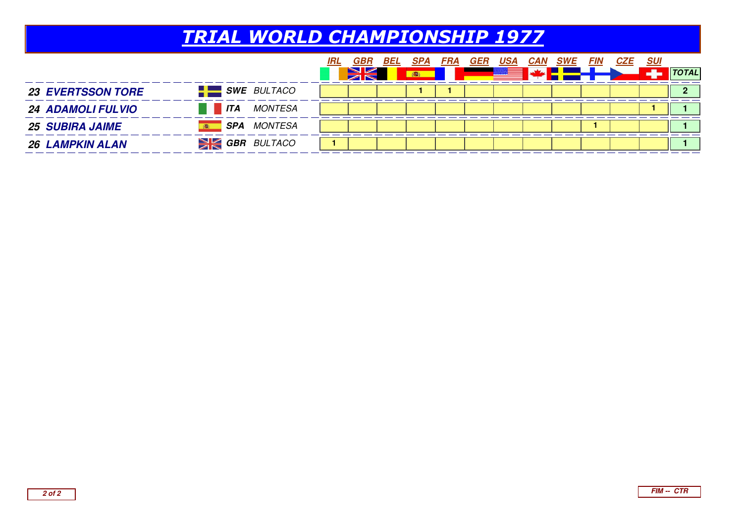# TRIAL WORLD CHAMPIONSHIP 1977

| | | | | IRL | GBR | BEL | SPA | FRA | GER | USA | CAN | SWE | FIN | CZE | SUI | TOTAL |
|---|---|---|---|---|---|---|---|---|---|---|---|---|---|---|---|---|
| 23 | EVERTSSON TORE | SWE | BULTACO | | | | 1 | 1 | | | | | | | | 2 |
| 24 | ADAMOLI FULVIO | ITA | MONTESA | | | | | | | | | | | | 1 | 1 |
| 25 | SUBIRA JAIME | SPA | MONTESA | | | | | | | | | | 1 | | | 1 |
| 26 | LAMPKIN ALAN | GBR | BULTACO | 1 | | | | | | | | | | | | 1 |

FIM -- CTR